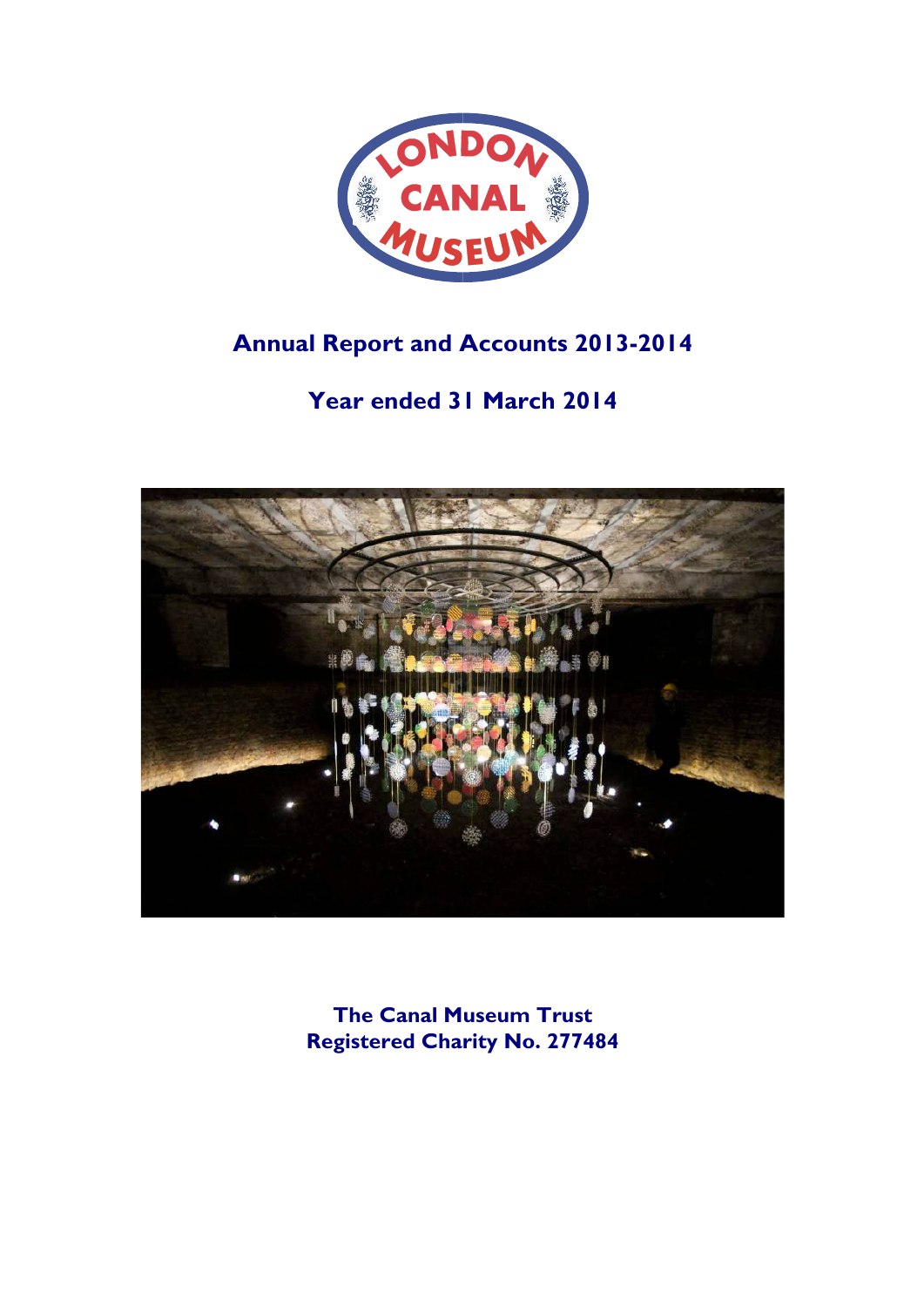# Annual Report and Accounts 2013-2014

## Year ended 31 March 2014

**The Canal Museum Trust**
**Registered Charity No. 277484**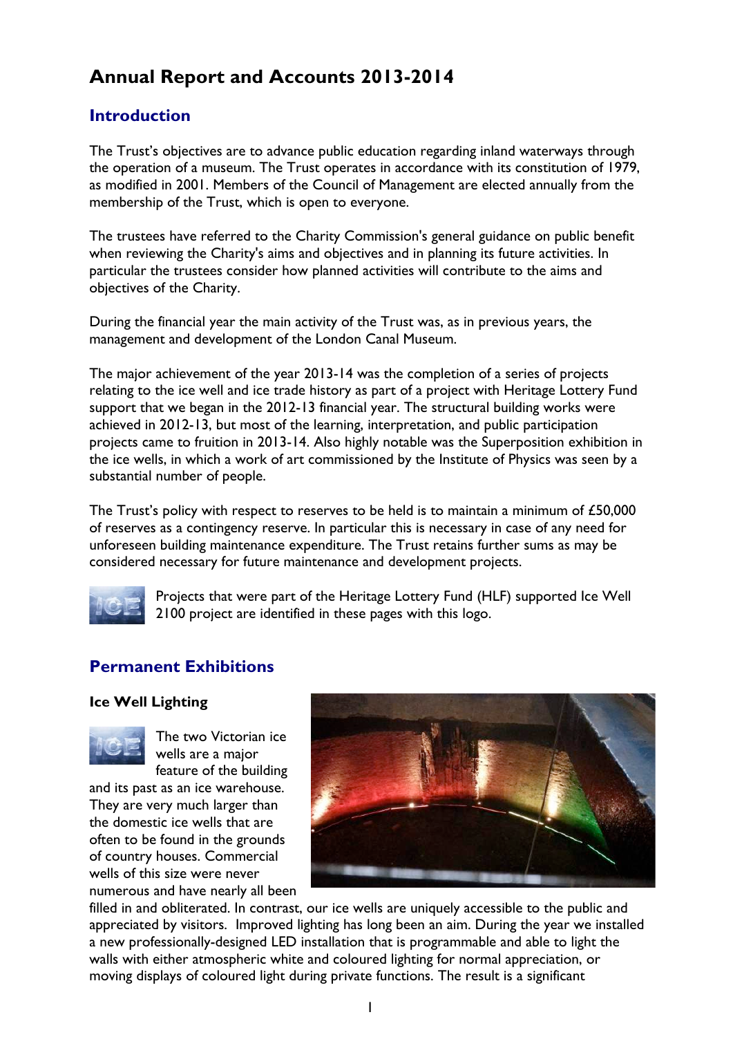# Annual Report and Accounts 2013-2014

## Introduction

The Trust's objectives are to advance public education regarding inland waterways through the operation of a museum. The Trust operates in accordance with its constitution of 1979, as modified in 2001. Members of the Council of Management are elected annually from the membership of the Trust, which is open to everyone.

The trustees have referred to the Charity Commission's general guidance on public benefit when reviewing the Charity's aims and objectives and in planning its future activities. In particular the trustees consider how planned activities will contribute to the aims and objectives of the Charity.

During the financial year the main activity of the Trust was, as in previous years, the management and development of the London Canal Museum.

The major achievement of the year 2013-14 was the completion of a series of projects relating to the ice well and ice trade history as part of a project with Heritage Lottery Fund support that we began in the 2012-13 financial year. The structural building works were achieved in 2012-13, but most of the learning, interpretation, and public participation projects came to fruition in 2013-14. Also highly notable was the Superposition exhibition in the ice wells, in which a work of art commissioned by the Institute of Physics was seen by a substantial number of people.

The Trust's policy with respect to reserves to be held is to maintain a minimum of £50,000 of reserves as a contingency reserve. In particular this is necessary in case of any need for unforeseen building maintenance expenditure. The Trust retains further sums as may be considered necessary for future maintenance and development projects.

Projects that were part of the Heritage Lottery Fund (HLF) supported Ice Well 2100 project are identified in these pages with this logo.

## Permanent Exhibitions

### Ice Well Lighting

The two Victorian ice wells are a major feature of the building and its past as an ice warehouse. They are very much larger than the domestic ice wells that are often to be found in the grounds of country houses. Commercial wells of this size were never numerous and have nearly all been filled in and obliterated. In contrast, our ice wells are uniquely accessible to the public and appreciated by visitors. Improved lighting has long been an aim. During the year we installed a new professionally-designed LED installation that is programmable and able to light the walls with either atmospheric white and coloured lighting for normal appreciation, or moving displays of coloured light during private functions. The result is a significant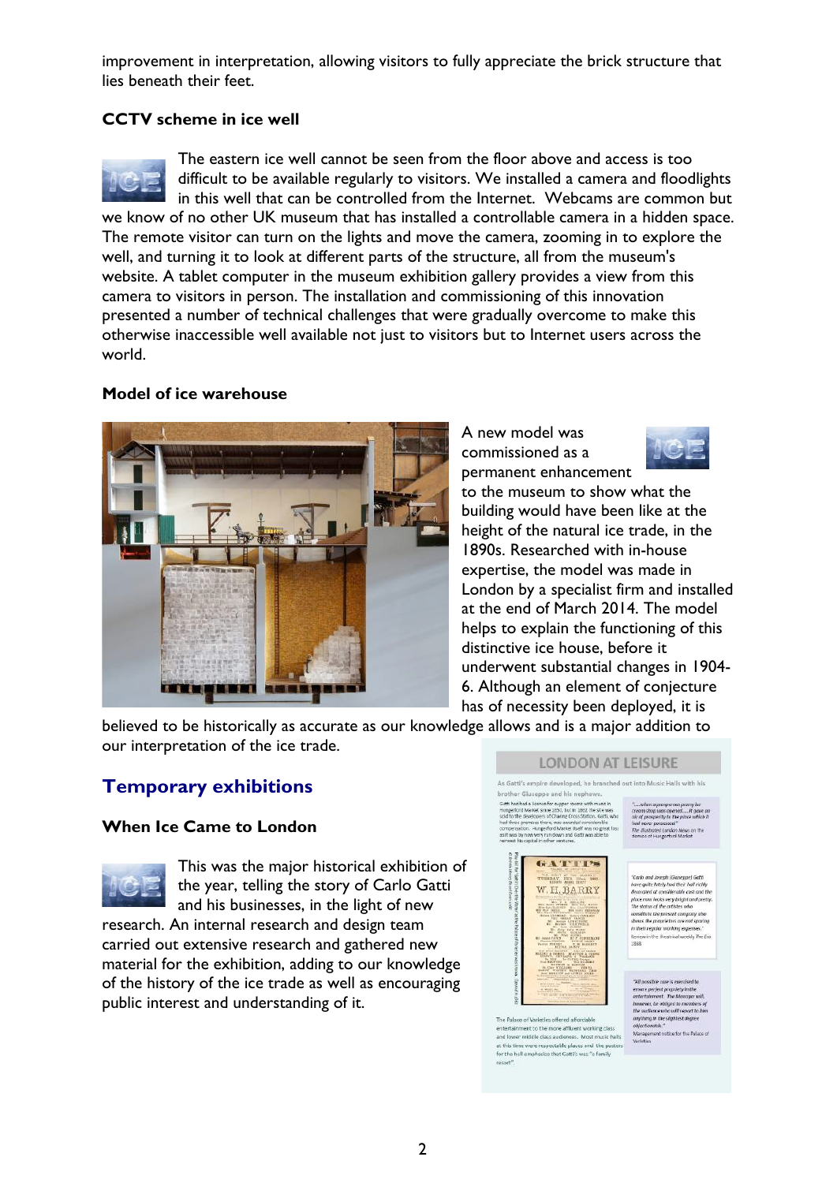improvement in interpretation, allowing visitors to fully appreciate the brick structure that lies beneath their feet.

### CCTV scheme in ice well

The eastern ice well cannot be seen from the floor above and access is too difficult to be available regularly to visitors. We installed a camera and floodlights in this well that can be controlled from the Internet. Webcams are common but we know of no other UK museum that has installed a controllable camera in a hidden space. The remote visitor can turn on the lights and move the camera, zooming in to explore the well, and turning it to look at different parts of the structure, all from the museum's website. A tablet computer in the museum exhibition gallery provides a view from this camera to visitors in person. The installation and commissioning of this innovation presented a number of technical challenges that were gradually overcome to make this otherwise inaccessible well available not just to visitors but to Internet users across the world.

### Model of ice warehouse

A new model was commissioned as a permanent enhancement to the museum to show what the building would have been like at the height of the natural ice trade, in the 1890s. Researched with in-house expertise, the model was made in London by a specialist firm and installed at the end of March 2014. The model helps to explain the functioning of this distinctive ice house, before it underwent substantial changes in 1904-6. Although an element of conjecture has of necessity been deployed, it is believed to be historically as accurate as our knowledge allows and is a major addition to our interpretation of the ice trade.

## Temporary exhibitions

### When Ice Came to London

This was the major historical exhibition of the year, telling the story of Carlo Gatti and his businesses, in the light of new research. An internal research and design team carried out extensive research and gathered new material for the exhibition, adding to our knowledge of the history of the ice trade as well as encouraging public interest and understanding of it.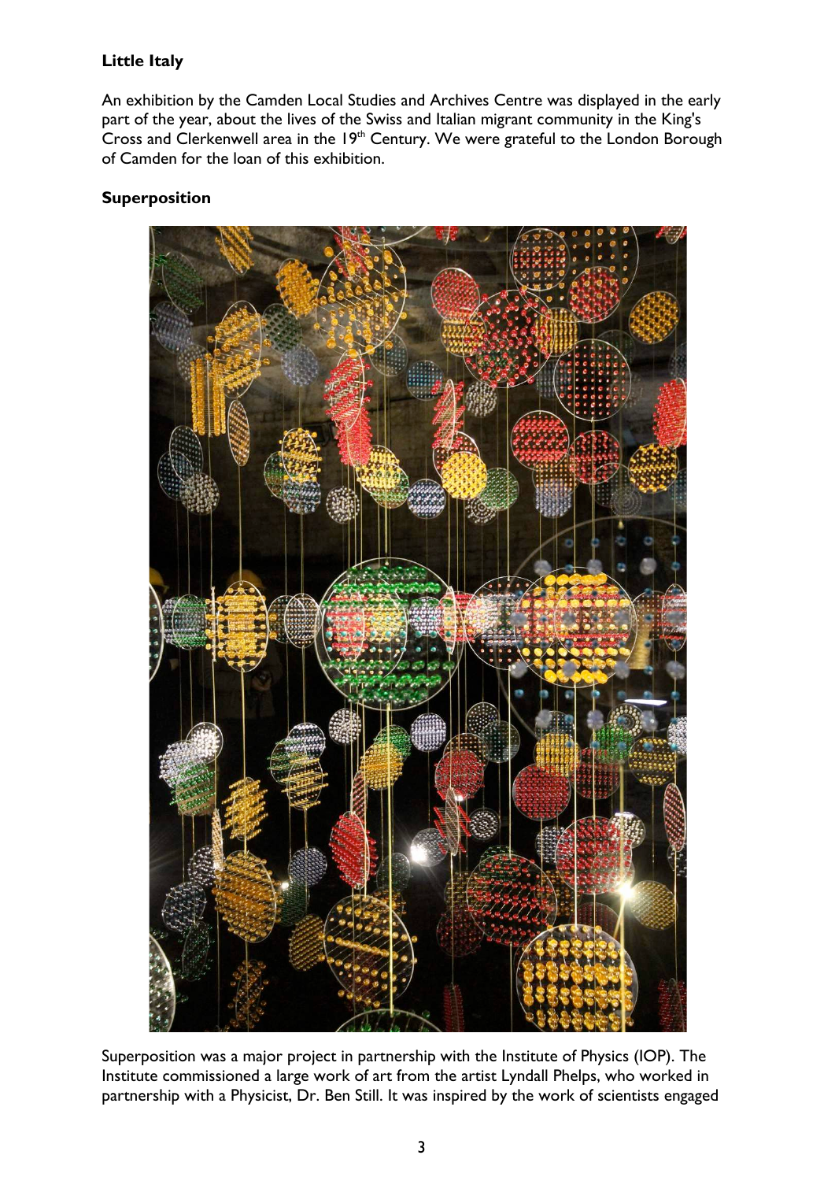**Little Italy**

An exhibition by the Camden Local Studies and Archives Centre was displayed in the early part of the year, about the lives of the Swiss and Italian migrant community in the King's Cross and Clerkenwell area in the 19th Century. We were grateful to the London Borough of Camden for the loan of this exhibition.

**Superposition**

Superposition was a major project in partnership with the Institute of Physics (IOP). The Institute commissioned a large work of art from the artist Lyndall Phelps, who worked in partnership with a Physicist, Dr. Ben Still. It was inspired by the work of scientists engaged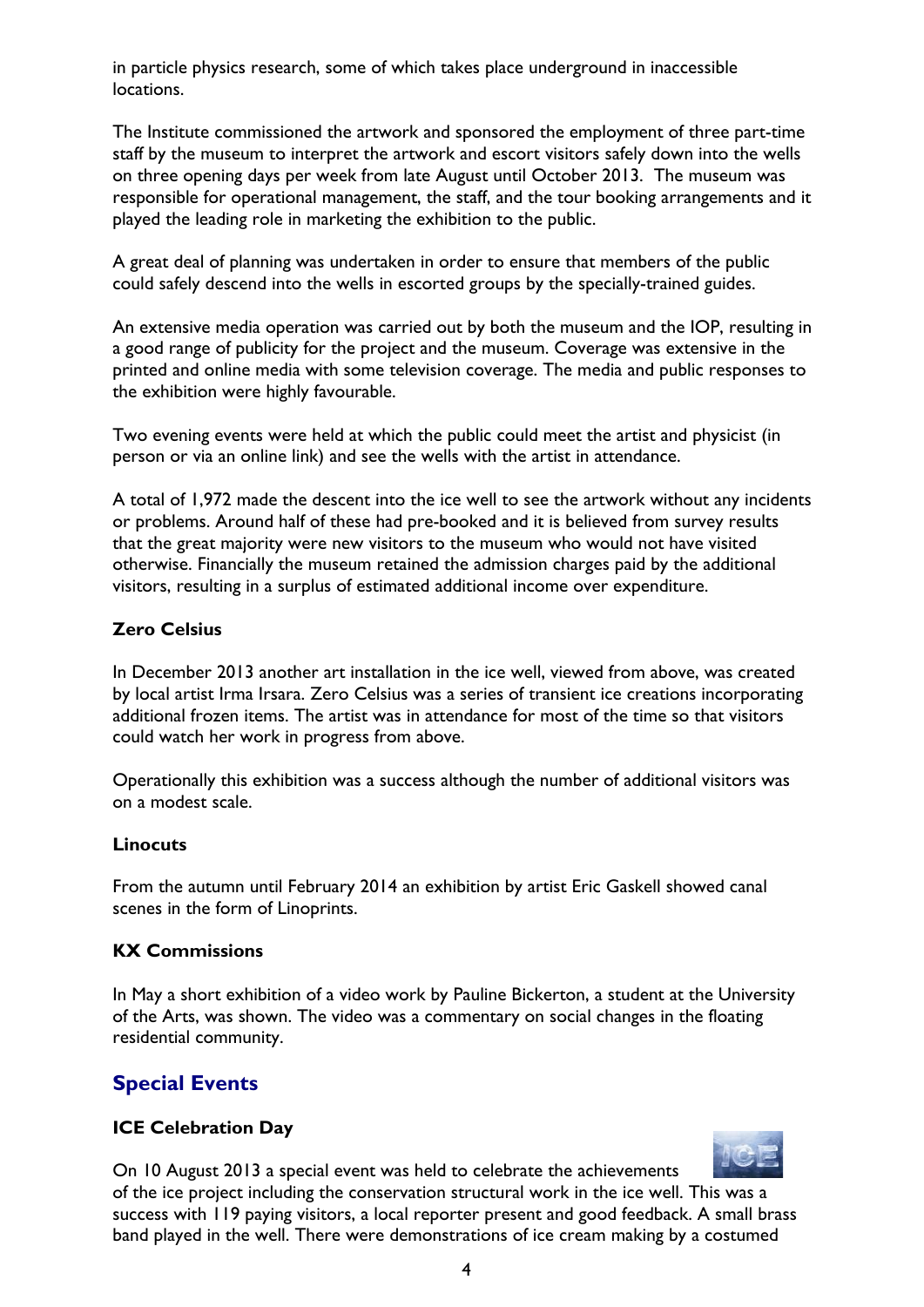in particle physics research, some of which takes place underground in inaccessible locations.

The Institute commissioned the artwork and sponsored the employment of three part-time staff by the museum to interpret the artwork and escort visitors safely down into the wells on three opening days per week from late August until October 2013. The museum was responsible for operational management, the staff, and the tour booking arrangements and it played the leading role in marketing the exhibition to the public.

A great deal of planning was undertaken in order to ensure that members of the public could safely descend into the wells in escorted groups by the specially-trained guides.

An extensive media operation was carried out by both the museum and the IOP, resulting in a good range of publicity for the project and the museum. Coverage was extensive in the printed and online media with some television coverage. The media and public responses to the exhibition were highly favourable.

Two evening events were held at which the public could meet the artist and physicist (in person or via an online link) and see the wells with the artist in attendance.

A total of 1,972 made the descent into the ice well to see the artwork without any incidents or problems. Around half of these had pre-booked and it is believed from survey results that the great majority were new visitors to the museum who would not have visited otherwise. Financially the museum retained the admission charges paid by the additional visitors, resulting in a surplus of estimated additional income over expenditure.

### Zero Celsius

In December 2013 another art installation in the ice well, viewed from above, was created by local artist Irma Irsara. Zero Celsius was a series of transient ice creations incorporating additional frozen items. The artist was in attendance for most of the time so that visitors could watch her work in progress from above.

Operationally this exhibition was a success although the number of additional visitors was on a modest scale.

### Linocuts

From the autumn until February 2014 an exhibition by artist Eric Gaskell showed canal scenes in the form of Linoprints.

### KX Commissions

In May a short exhibition of a video work by Pauline Bickerton, a student at the University of the Arts, was shown. The video was a commentary on social changes in the floating residential community.

## Special Events

### ICE Celebration Day

On 10 August 2013 a special event was held to celebrate the achievements of the ice project including the conservation structural work in the ice well. This was a success with 119 paying visitors, a local reporter present and good feedback. A small brass band played in the well. There were demonstrations of ice cream making by a costumed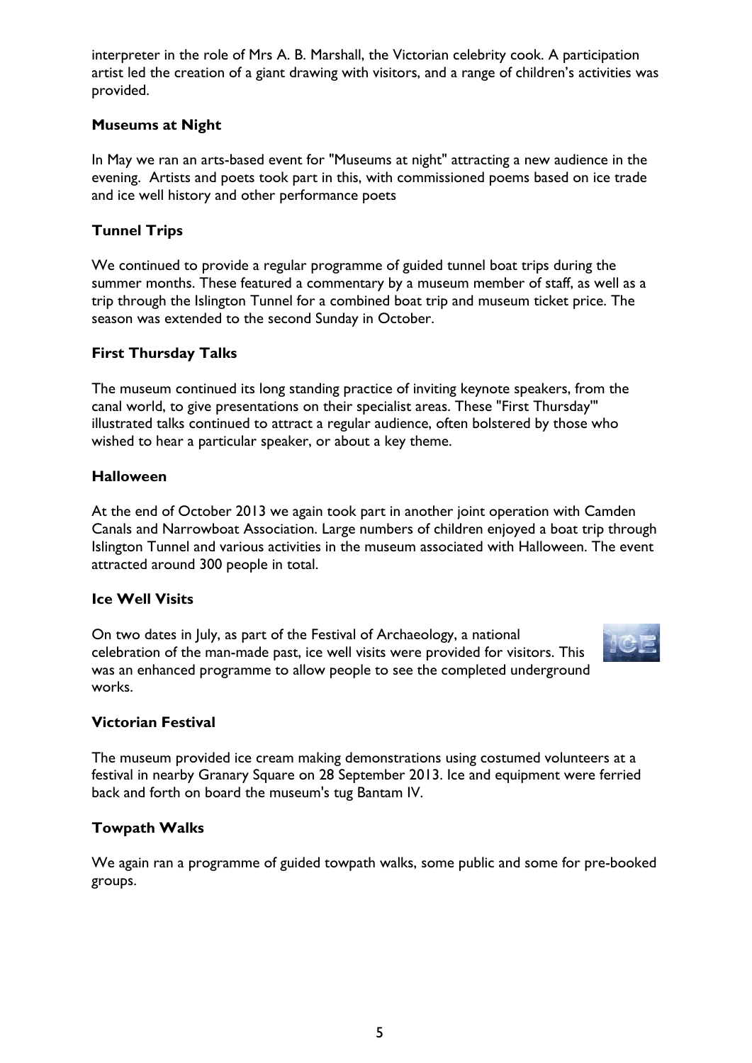interpreter in the role of Mrs A. B. Marshall, the Victorian celebrity cook. A participation artist led the creation of a giant drawing with visitors, and a range of children's activities was provided.

### Museums at Night

In May we ran an arts-based event for "Museums at night" attracting a new audience in the evening. Artists and poets took part in this, with commissioned poems based on ice trade and ice well history and other performance poets

### Tunnel Trips

We continued to provide a regular programme of guided tunnel boat trips during the summer months. These featured a commentary by a museum member of staff, as well as a trip through the Islington Tunnel for a combined boat trip and museum ticket price. The season was extended to the second Sunday in October.

### First Thursday Talks

The museum continued its long standing practice of inviting keynote speakers, from the canal world, to give presentations on their specialist areas. These "First Thursday'" illustrated talks continued to attract a regular audience, often bolstered by those who wished to hear a particular speaker, or about a key theme.

### Halloween

At the end of October 2013 we again took part in another joint operation with Camden Canals and Narrowboat Association. Large numbers of children enjoyed a boat trip through Islington Tunnel and various activities in the museum associated with Halloween. The event attracted around 300 people in total.

### Ice Well Visits

On two dates in July, as part of the Festival of Archaeology, a national celebration of the man-made past, ice well visits were provided for visitors. This was an enhanced programme to allow people to see the completed underground works.

### Victorian Festival

The museum provided ice cream making demonstrations using costumed volunteers at a festival in nearby Granary Square on 28 September 2013. Ice and equipment were ferried back and forth on board the museum's tug Bantam IV.

### Towpath Walks

We again ran a programme of guided towpath walks, some public and some for pre-booked groups.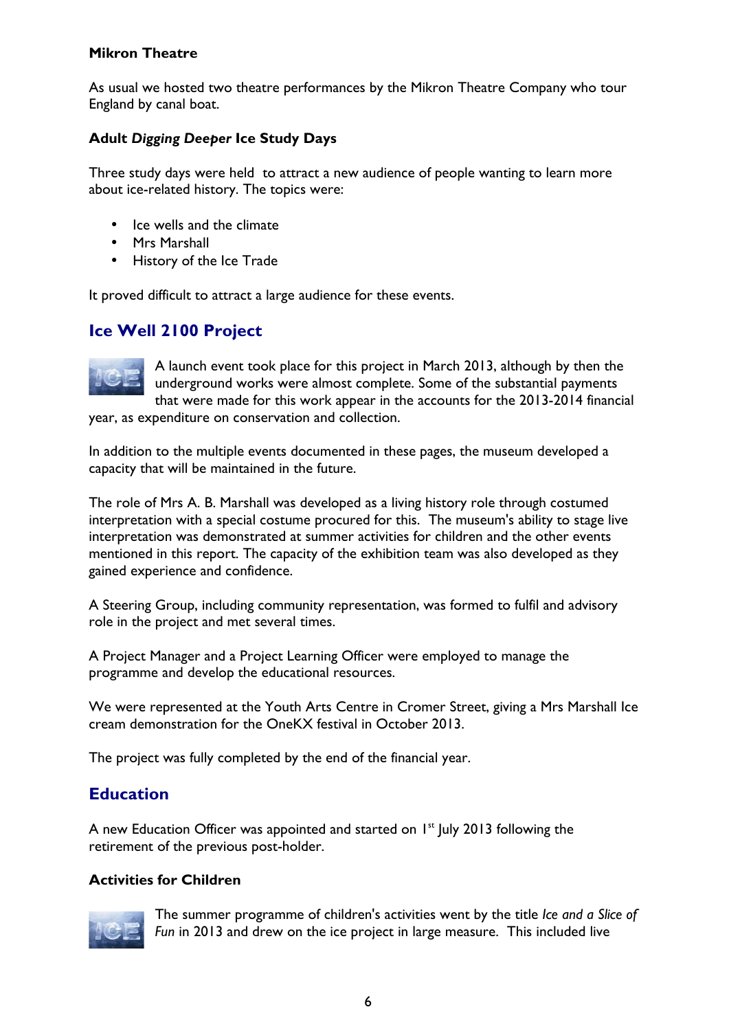**Mikron Theatre**

As usual we hosted two theatre performances by the Mikron Theatre Company who tour England by canal boat.

**Adult *Digging Deeper* Ice Study Days**

Three study days were held to attract a new audience of people wanting to learn more about ice-related history. The topics were:

- Ice wells and the climate
- Mrs Marshall
- History of the Ice Trade

It proved difficult to attract a large audience for these events.

## Ice Well 2100 Project

A launch event took place for this project in March 2013, although by then the underground works were almost complete. Some of the substantial payments that were made for this work appear in the accounts for the 2013-2014 financial year, as expenditure on conservation and collection.

In addition to the multiple events documented in these pages, the museum developed a capacity that will be maintained in the future.

The role of Mrs A. B. Marshall was developed as a living history role through costumed interpretation with a special costume procured for this. The museum's ability to stage live interpretation was demonstrated at summer activities for children and the other events mentioned in this report. The capacity of the exhibition team was also developed as they gained experience and confidence.

A Steering Group, including community representation, was formed to fulfil and advisory role in the project and met several times.

A Project Manager and a Project Learning Officer were employed to manage the programme and develop the educational resources.

We were represented at the Youth Arts Centre in Cromer Street, giving a Mrs Marshall Ice cream demonstration for the OneKX festival in October 2013.

The project was fully completed by the end of the financial year.

## Education

A new Education Officer was appointed and started on 1st July 2013 following the retirement of the previous post-holder.

**Activities for Children**

The summer programme of children's activities went by the title *Ice and a Slice of Fun* in 2013 and drew on the ice project in large measure. This included live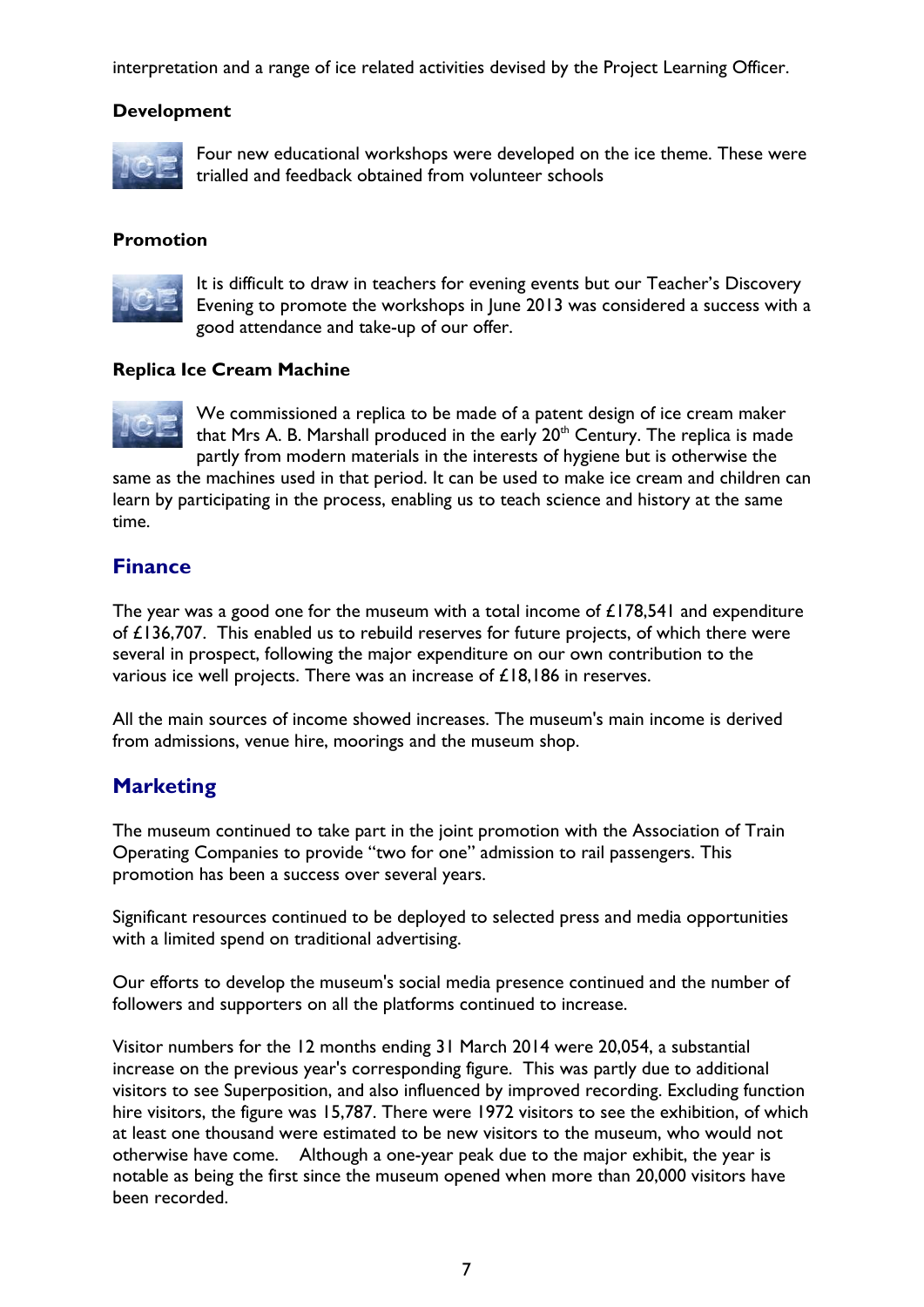interpretation and a range of ice related activities devised by the Project Learning Officer.

### Development

Four new educational workshops were developed on the ice theme. These were trialled and feedback obtained from volunteer schools

### Promotion

It is difficult to draw in teachers for evening events but our Teacher's Discovery Evening to promote the workshops in June 2013 was considered a success with a good attendance and take-up of our offer.

### Replica Ice Cream Machine

We commissioned a replica to be made of a patent design of ice cream maker that Mrs A. B. Marshall produced in the early 20th Century. The replica is made partly from modern materials in the interests of hygiene but is otherwise the same as the machines used in that period. It can be used to make ice cream and children can learn by participating in the process, enabling us to teach science and history at the same time.

## Finance

The year was a good one for the museum with a total income of £178,541 and expenditure of £136,707. This enabled us to rebuild reserves for future projects, of which there were several in prospect, following the major expenditure on our own contribution to the various ice well projects. There was an increase of £18,186 in reserves.

All the main sources of income showed increases. The museum's main income is derived from admissions, venue hire, moorings and the museum shop.

## Marketing

The museum continued to take part in the joint promotion with the Association of Train Operating Companies to provide "two for one" admission to rail passengers. This promotion has been a success over several years.

Significant resources continued to be deployed to selected press and media opportunities with a limited spend on traditional advertising.

Our efforts to develop the museum's social media presence continued and the number of followers and supporters on all the platforms continued to increase.

Visitor numbers for the 12 months ending 31 March 2014 were 20,054, a substantial increase on the previous year's corresponding figure. This was partly due to additional visitors to see Superposition, and also influenced by improved recording. Excluding function hire visitors, the figure was 15,787. There were 1972 visitors to see the exhibition, of which at least one thousand were estimated to be new visitors to the museum, who would not otherwise have come. Although a one-year peak due to the major exhibit, the year is notable as being the first since the museum opened when more than 20,000 visitors have been recorded.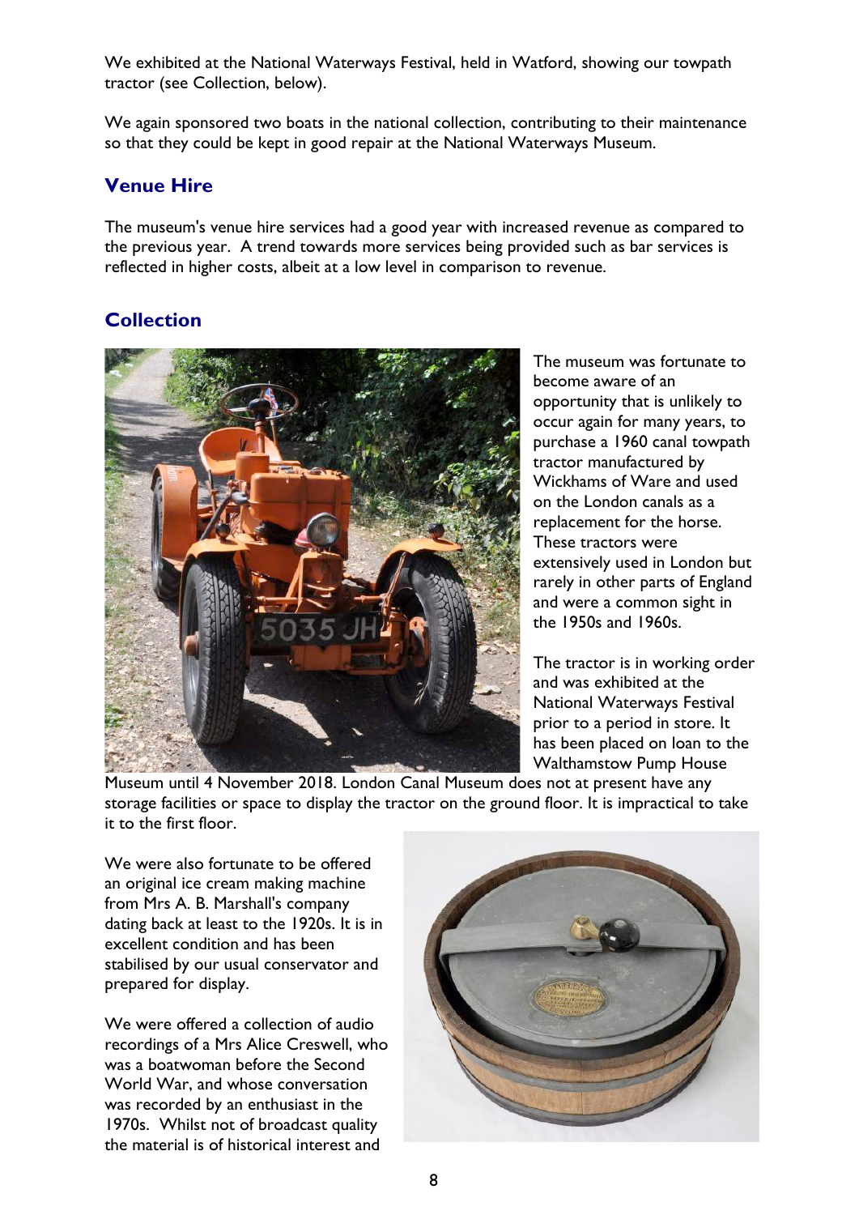We exhibited at the National Waterways Festival, held in Watford, showing our towpath tractor (see Collection, below).

We again sponsored two boats in the national collection, contributing to their maintenance so that they could be kept in good repair at the National Waterways Museum.

## Venue Hire

The museum's venue hire services had a good year with increased revenue as compared to the previous year. A trend towards more services being provided such as bar services is reflected in higher costs, albeit at a low level in comparison to revenue.

## Collection

The museum was fortunate to become aware of an opportunity that is unlikely to occur again for many years, to purchase a 1960 canal towpath tractor manufactured by Wickhams of Ware and used on the London canals as a replacement for the horse. These tractors were extensively used in London but rarely in other parts of England and were a common sight in the 1950s and 1960s.

The tractor is in working order and was exhibited at the National Waterways Festival prior to a period in store. It has been placed on loan to the Walthamstow Pump House Museum until 4 November 2018. London Canal Museum does not at present have any storage facilities or space to display the tractor on the ground floor. It is impractical to take it to the first floor.

We were also fortunate to be offered an original ice cream making machine from Mrs A. B. Marshall's company dating back at least to the 1920s. It is in excellent condition and has been stabilised by our usual conservator and prepared for display.

We were offered a collection of audio recordings of a Mrs Alice Creswell, who was a boatwoman before the Second World War, and whose conversation was recorded by an enthusiast in the 1970s. Whilst not of broadcast quality the material is of historical interest and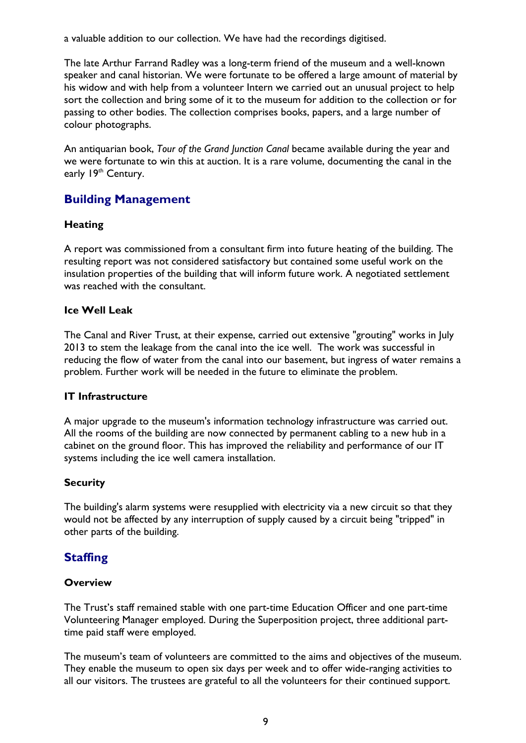a valuable addition to our collection. We have had the recordings digitised.

The late Arthur Farrand Radley was a long-term friend of the museum and a well-known speaker and canal historian. We were fortunate to be offered a large amount of material by his widow and with help from a volunteer Intern we carried out an unusual project to help sort the collection and bring some of it to the museum for addition to the collection or for passing to other bodies. The collection comprises books, papers, and a large number of colour photographs.

An antiquarian book, *Tour of the Grand Junction Canal* became available during the year and we were fortunate to win this at auction. It is a rare volume, documenting the canal in the early 19th Century.

## Building Management

### Heating

A report was commissioned from a consultant firm into future heating of the building. The resulting report was not considered satisfactory but contained some useful work on the insulation properties of the building that will inform future work. A negotiated settlement was reached with the consultant.

### Ice Well Leak

The Canal and River Trust, at their expense, carried out extensive "grouting" works in July 2013 to stem the leakage from the canal into the ice well. The work was successful in reducing the flow of water from the canal into our basement, but ingress of water remains a problem. Further work will be needed in the future to eliminate the problem.

### IT Infrastructure

A major upgrade to the museum's information technology infrastructure was carried out. All the rooms of the building are now connected by permanent cabling to a new hub in a cabinet on the ground floor. This has improved the reliability and performance of our IT systems including the ice well camera installation.

### Security

The building's alarm systems were resupplied with electricity via a new circuit so that they would not be affected by any interruption of supply caused by a circuit being "tripped" in other parts of the building.

## Staffing

### Overview

The Trust's staff remained stable with one part-time Education Officer and one part-time Volunteering Manager employed. During the Superposition project, three additional part-time paid staff were employed.

The museum's team of volunteers are committed to the aims and objectives of the museum. They enable the museum to open six days per week and to offer wide-ranging activities to all our visitors. The trustees are grateful to all the volunteers for their continued support.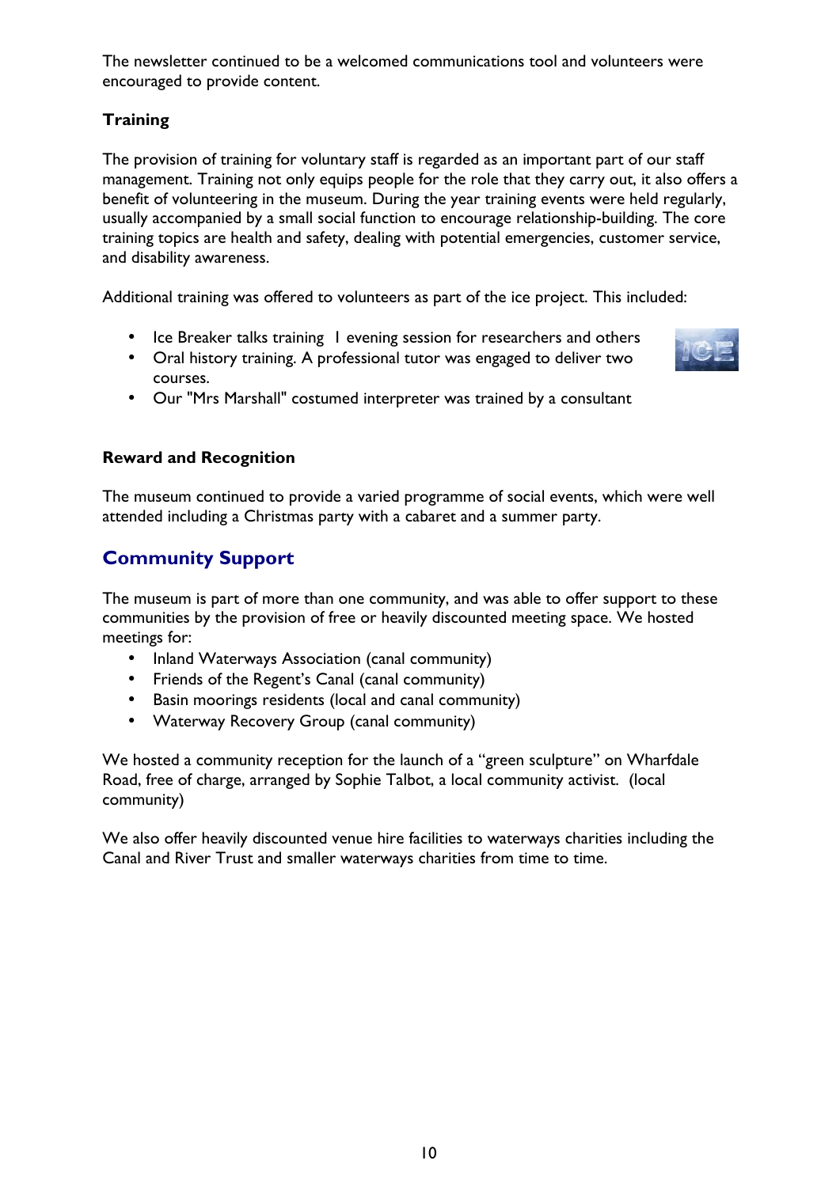The newsletter continued to be a welcomed communications tool and volunteers were encouraged to provide content.

### Training

The provision of training for voluntary staff is regarded as an important part of our staff management. Training not only equips people for the role that they carry out, it also offers a benefit of volunteering in the museum. During the year training events were held regularly, usually accompanied by a small social function to encourage relationship-building. The core training topics are health and safety, dealing with potential emergencies, customer service, and disability awareness.

Additional training was offered to volunteers as part of the ice project. This included:

- Ice Breaker talks training 1 evening session for researchers and others
- Oral history training. A professional tutor was engaged to deliver two courses.
- Our "Mrs Marshall" costumed interpreter was trained by a consultant

### Reward and Recognition

The museum continued to provide a varied programme of social events, which were well attended including a Christmas party with a cabaret and a summer party.

## Community Support

The museum is part of more than one community, and was able to offer support to these communities by the provision of free or heavily discounted meeting space. We hosted meetings for:

- Inland Waterways Association (canal community)
- Friends of the Regent's Canal (canal community)
- Basin moorings residents (local and canal community)
- Waterway Recovery Group (canal community)

We hosted a community reception for the launch of a "green sculpture" on Wharfdale Road, free of charge, arranged by Sophie Talbot, a local community activist. (local community)

We also offer heavily discounted venue hire facilities to waterways charities including the Canal and River Trust and smaller waterways charities from time to time.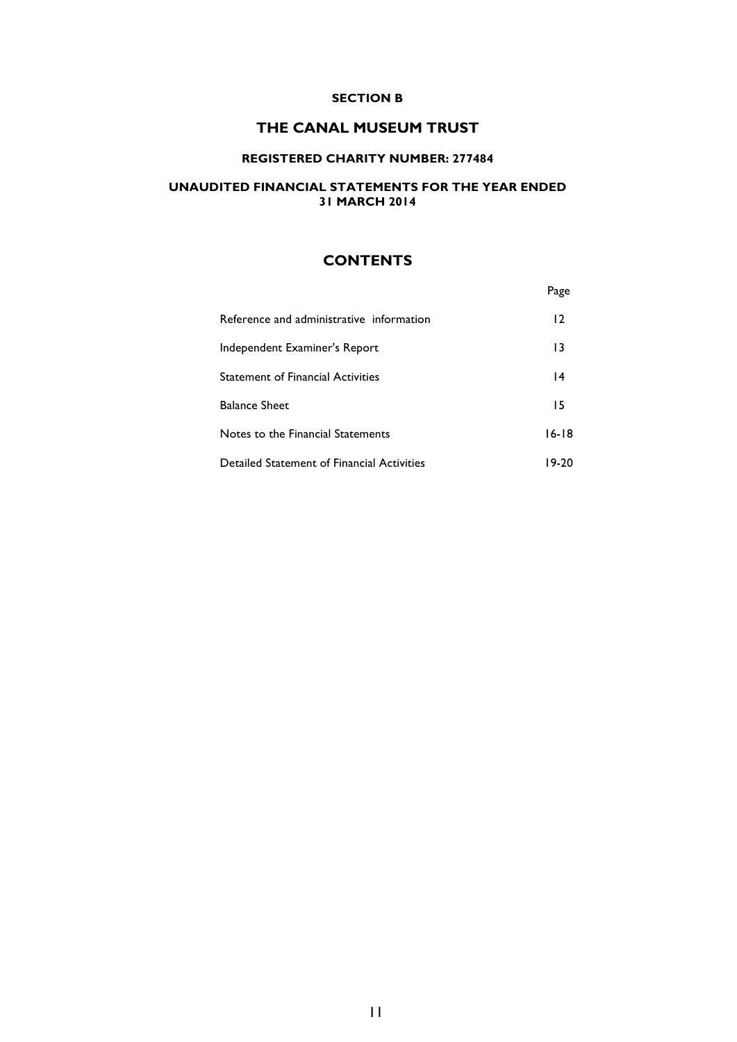**SECTION B**

# THE CANAL MUSEUM TRUST

**REGISTERED CHARITY NUMBER: 277484**

**UNAUDITED FINANCIAL STATEMENTS FOR THE YEAR ENDED 31 MARCH 2014**

## CONTENTS

| | Page |
|---|---|
| Reference and administrative information | 12 |
| Independent Examiner's Report | 13 |
| Statement of Financial Activities | 14 |
| Balance Sheet | 15 |
| Notes to the Financial Statements | 16-18 |
| Detailed Statement of Financial Activities | 19-20 |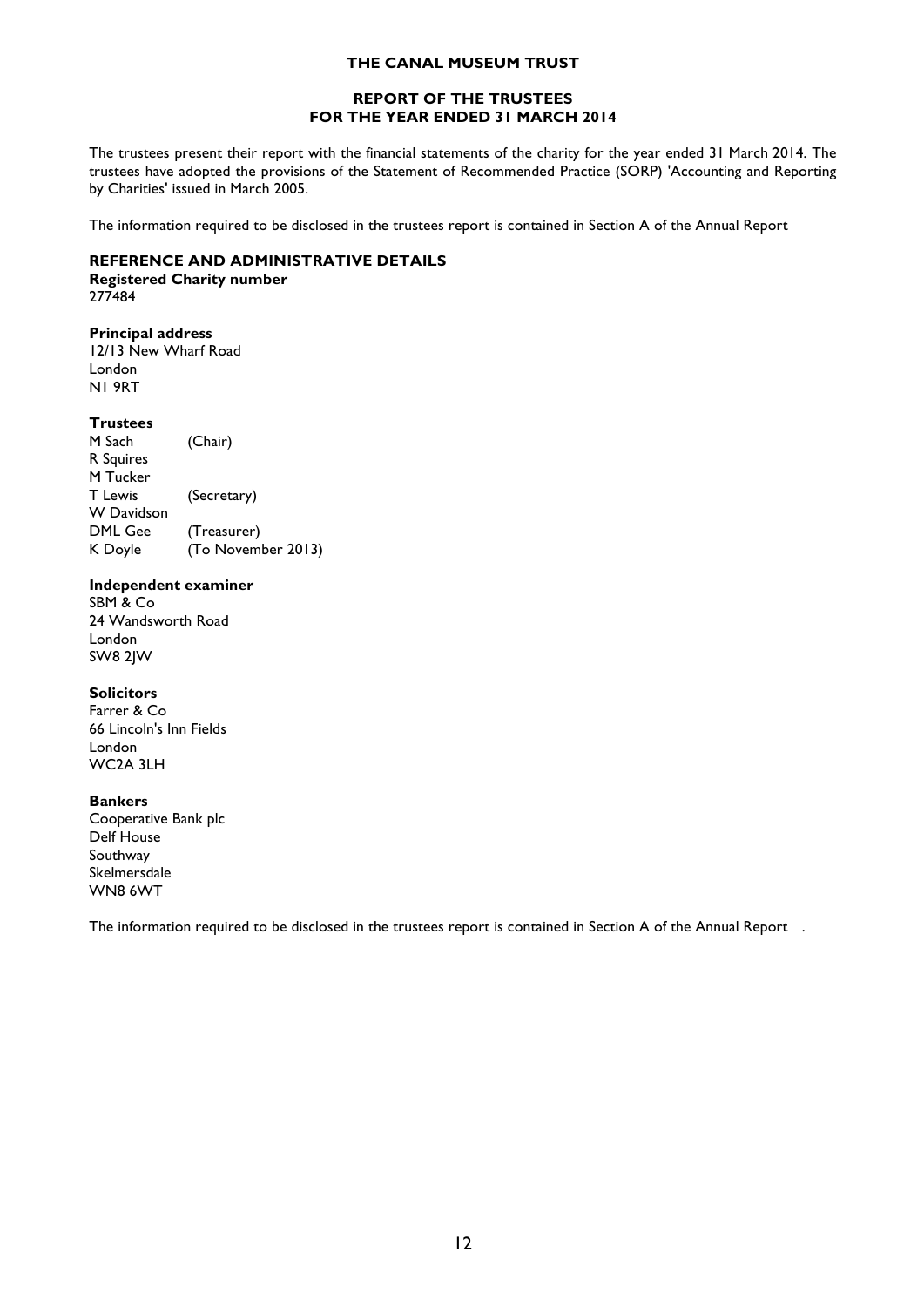# THE CANAL MUSEUM TRUST

## REPORT OF THE TRUSTEES FOR THE YEAR ENDED 31 MARCH 2014

The trustees present their report with the financial statements of the charity for the year ended 31 March 2014. The trustees have adopted the provisions of the Statement of Recommended Practice (SORP) 'Accounting and Reporting by Charities' issued in March 2005.

The information required to be disclosed in the trustees report is contained in Section A of the Annual Report

### REFERENCE AND ADMINISTRATIVE DETAILS

**Registered Charity number**
277484

**Principal address**
12/13 New Wharf Road
London
N1 9RT

**Trustees**

| | |
|---|---|
| M Sach | (Chair) |
| R Squires | |
| M Tucker | |
| T Lewis | (Secretary) |
| W Davidson | |
| DML Gee | (Treasurer) |
| K Doyle | (To November 2013) |

**Independent examiner**
SBM & Co
24 Wandsworth Road
London
SW8 2JW

**Solicitors**
Farrer & Co
66 Lincoln's Inn Fields
London
WC2A 3LH

**Bankers**
Cooperative Bank plc
Delf House
Southway
Skelmersdale
WN8 6WT

The information required to be disclosed in the trustees report is contained in Section A of the Annual Report .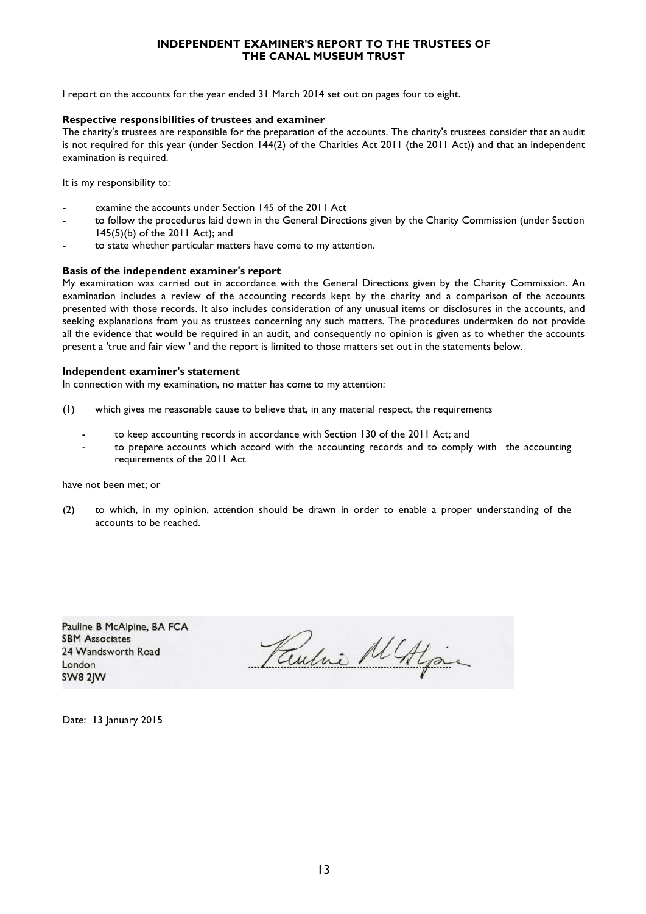# INDEPENDENT EXAMINER'S REPORT TO THE TRUSTEES OF THE CANAL MUSEUM TRUST

I report on the accounts for the year ended 31 March 2014 set out on pages four to eight.

**Respective responsibilities of trustees and examiner**

The charity's trustees are responsible for the preparation of the accounts. The charity's trustees consider that an audit is not required for this year (under Section 144(2) of the Charities Act 2011 (the 2011 Act)) and that an independent examination is required.

It is my responsibility to:

- examine the accounts under Section 145 of the 2011 Act
- to follow the procedures laid down in the General Directions given by the Charity Commission (under Section 145(5)(b) of the 2011 Act); and
- to state whether particular matters have come to my attention.

**Basis of the independent examiner's report**

My examination was carried out in accordance with the General Directions given by the Charity Commission. An examination includes a review of the accounting records kept by the charity and a comparison of the accounts presented with those records. It also includes consideration of any unusual items or disclosures in the accounts, and seeking explanations from you as trustees concerning any such matters. The procedures undertaken do not provide all the evidence that would be required in an audit, and consequently no opinion is given as to whether the accounts present a 'true and fair view ' and the report is limited to those matters set out in the statements below.

**Independent examiner's statement**

In connection with my examination, no matter has come to my attention:

(1) which gives me reasonable cause to believe that, in any material respect, the requirements

- to keep accounting records in accordance with Section 130 of the 2011 Act; and
- to prepare accounts which accord with the accounting records and to comply with the accounting requirements of the 2011 Act

have not been met; or

(2) to which, in my opinion, attention should be drawn in order to enable a proper understanding of the accounts to be reached.

Pauline B McAlpine, BA FCA
SBM Associates
24 Wandsworth Road
London
SW8 2JW

Date: 13 January 2015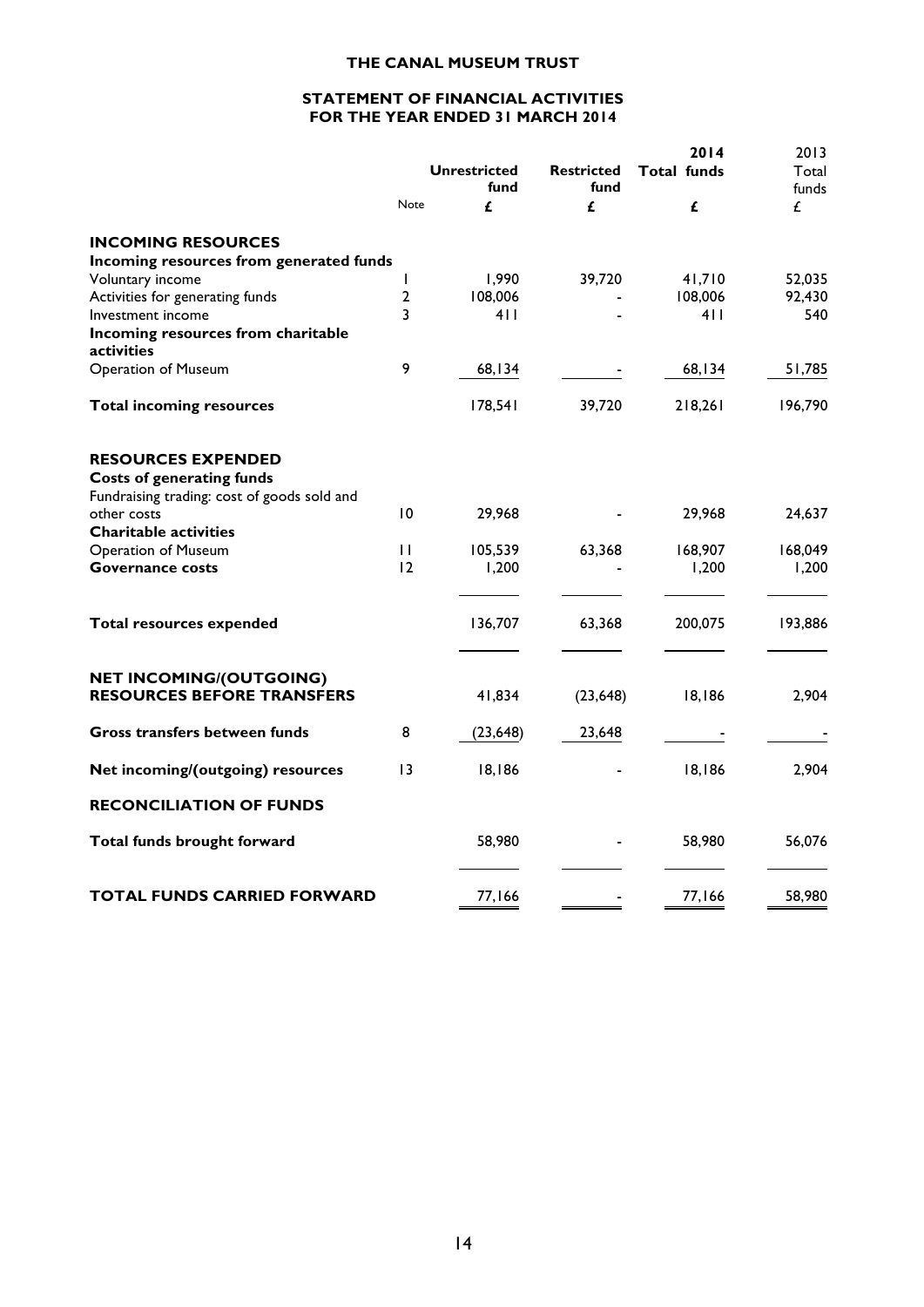# THE CANAL MUSEUM TRUST

## STATEMENT OF FINANCIAL ACTIVITIES FOR THE YEAR ENDED 31 MARCH 2014

| | Note | Unrestricted fund £ | Restricted fund £ | 2014 Total funds £ | 2013 Total funds £ |
|---|---|---|---|---|---|
| **INCOMING RESOURCES** | | | | | |
| **Incoming resources from generated funds** | | | | | |
| Voluntary income | 1 | 1,990 | 39,720 | 41,710 | 52,035 |
| Activities for generating funds | 2 | 108,006 | - | 108,006 | 92,430 |
| Investment income | 3 | 411 | - | 411 | 540 |
| **Incoming resources from charitable activities** | | | | | |
| Operation of Museum | 9 | 68,134 | - | 68,134 | 51,785 |
| **Total incoming resources** | | 178,541 | 39,720 | 218,261 | 196,790 |
| **RESOURCES EXPENDED** | | | | | |
| **Costs of generating funds** | | | | | |
| Fundraising trading: cost of goods sold and other costs | 10 | 29,968 | - | 29,968 | 24,637 |
| **Charitable activities** | | | | | |
| Operation of Museum | 11 | 105,539 | 63,368 | 168,907 | 168,049 |
| **Governance costs** | 12 | 1,200 | - | 1,200 | 1,200 |
| **Total resources expended** | | 136,707 | 63,368 | 200,075 | 193,886 |
| **NET INCOMING/(OUTGOING) RESOURCES BEFORE TRANSFERS** | | 41,834 | (23,648) | 18,186 | 2,904 |
| **Gross transfers between funds** | 8 | (23,648) | 23,648 | - | - |
| **Net incoming/(outgoing) resources** | 13 | 18,186 | - | 18,186 | 2,904 |
| **RECONCILIATION OF FUNDS** | | | | | |
| **Total funds brought forward** | | 58,980 | - | 58,980 | 56,076 |
| **TOTAL FUNDS CARRIED FORWARD** | | 77,166 | - | 77,166 | 58,980 |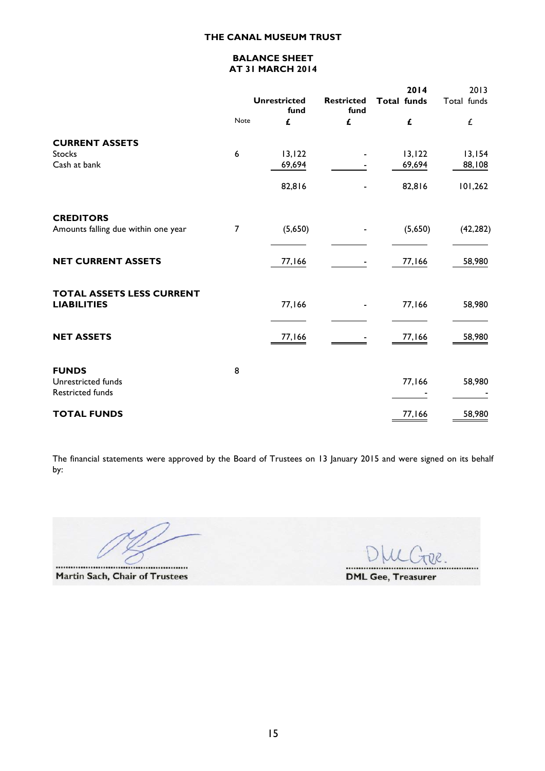# THE CANAL MUSEUM TRUST

## BALANCE SHEET
## AT 31 MARCH 2014

| | Note | Unrestricted fund | Restricted fund | 2014 Total funds | 2013 Total funds |
|---|---|---|---|---|---|
| | | £ | £ | £ | £ |
| **CURRENT ASSETS** | | | | | |
| Stocks | 6 | 13,122 | - | 13,122 | 13,154 |
| Cash at bank | | 69,694 | - | 69,694 | 88,108 |
| | | 82,816 | - | 82,816 | 101,262 |
| **CREDITORS** | | | | | |
| Amounts falling due within one year | 7 | (5,650) | - | (5,650) | (42,282) |
| **NET CURRENT ASSETS** | | 77,166 | - | 77,166 | 58,980 |
| **TOTAL ASSETS LESS CURRENT LIABILITIES** | | 77,166 | - | 77,166 | 58,980 |
| **NET ASSETS** | | 77,166 | - | 77,166 | 58,980 |
| **FUNDS** | 8 | | | | |
| Unrestricted funds | | | | 77,166 | 58,980 |
| Restricted funds | | | | - | - |
| **TOTAL FUNDS** | | | | 77,166 | 58,980 |

The financial statements were approved by the Board of Trustees on 13 January 2015 and were signed on its behalf by:

Martin Sach, Chair of Trustees

DML Gee, Treasurer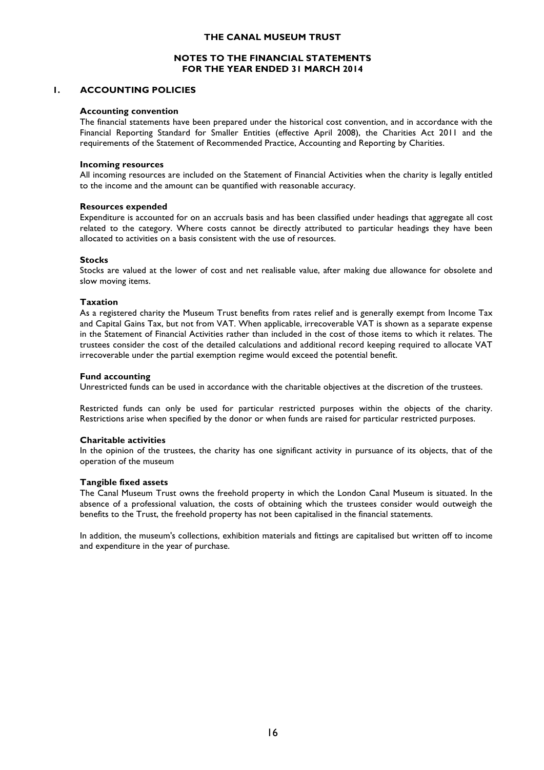# THE CANAL MUSEUM TRUST

## NOTES TO THE FINANCIAL STATEMENTS FOR THE YEAR ENDED 31 MARCH 2014

### 1. ACCOUNTING POLICIES

**Accounting convention**

The financial statements have been prepared under the historical cost convention, and in accordance with the Financial Reporting Standard for Smaller Entities (effective April 2008), the Charities Act 2011 and the requirements of the Statement of Recommended Practice, Accounting and Reporting by Charities.

**Incoming resources**

All incoming resources are included on the Statement of Financial Activities when the charity is legally entitled to the income and the amount can be quantified with reasonable accuracy.

**Resources expended**

Expenditure is accounted for on an accruals basis and has been classified under headings that aggregate all cost related to the category. Where costs cannot be directly attributed to particular headings they have been allocated to activities on a basis consistent with the use of resources.

**Stocks**

Stocks are valued at the lower of cost and net realisable value, after making due allowance for obsolete and slow moving items.

**Taxation**

As a registered charity the Museum Trust benefits from rates relief and is generally exempt from Income Tax and Capital Gains Tax, but not from VAT. When applicable, irrecoverable VAT is shown as a separate expense in the Statement of Financial Activities rather than included in the cost of those items to which it relates. The trustees consider the cost of the detailed calculations and additional record keeping required to allocate VAT irrecoverable under the partial exemption regime would exceed the potential benefit.

**Fund accounting**

Unrestricted funds can be used in accordance with the charitable objectives at the discretion of the trustees.

Restricted funds can only be used for particular restricted purposes within the objects of the charity. Restrictions arise when specified by the donor or when funds are raised for particular restricted purposes.

**Charitable activities**

In the opinion of the trustees, the charity has one significant activity in pursuance of its objects, that of the operation of the museum

**Tangible fixed assets**

The Canal Museum Trust owns the freehold property in which the London Canal Museum is situated. In the absence of a professional valuation, the costs of obtaining which the trustees consider would outweigh the benefits to the Trust, the freehold property has not been capitalised in the financial statements.

In addition, the museum's collections, exhibition materials and fittings are capitalised but written off to income and expenditure in the year of purchase.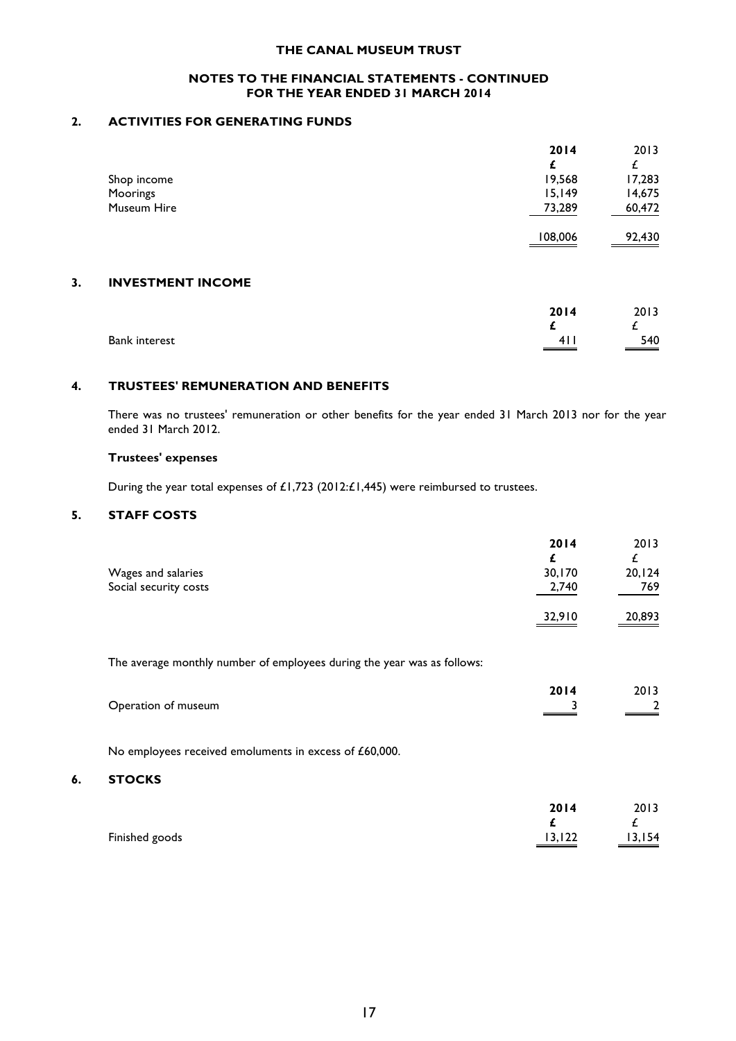# THE CANAL MUSEUM TRUST

## NOTES TO THE FINANCIAL STATEMENTS - CONTINUED
## FOR THE YEAR ENDED 31 MARCH 2014

### 2. ACTIVITIES FOR GENERATING FUNDS

| | 2014 | 2013 |
|---|---|---|
| | £ | £ |
| Shop income | 19,568 | 17,283 |
| Moorings | 15,149 | 14,675 |
| Museum Hire | 73,289 | 60,472 |
| | 108,006 | 92,430 |

### 3. INVESTMENT INCOME

| | 2014 | 2013 |
|---|---|---|
| | £ | £ |
| Bank interest | 411 | 540 |

### 4. TRUSTEES' REMUNERATION AND BENEFITS

There was no trustees' remuneration or other benefits for the year ended 31 March 2013 nor for the year ended 31 March 2012.

**Trustees' expenses**

During the year total expenses of £1,723 (2012:£1,445) were reimbursed to trustees.

### 5. STAFF COSTS

| | 2014 | 2013 |
|---|---|---|
| | £ | £ |
| Wages and salaries | 30,170 | 20,124 |
| Social security costs | 2,740 | 769 |
| | 32,910 | 20,893 |

The average monthly number of employees during the year was as follows:

| | 2014 | 2013 |
|---|---|---|
| Operation of museum | 3 | 2 |

No employees received emoluments in excess of £60,000.

### 6. STOCKS

| | 2014 | 2013 |
|---|---|---|
| | £ | £ |
| Finished goods | 13,122 | 13,154 |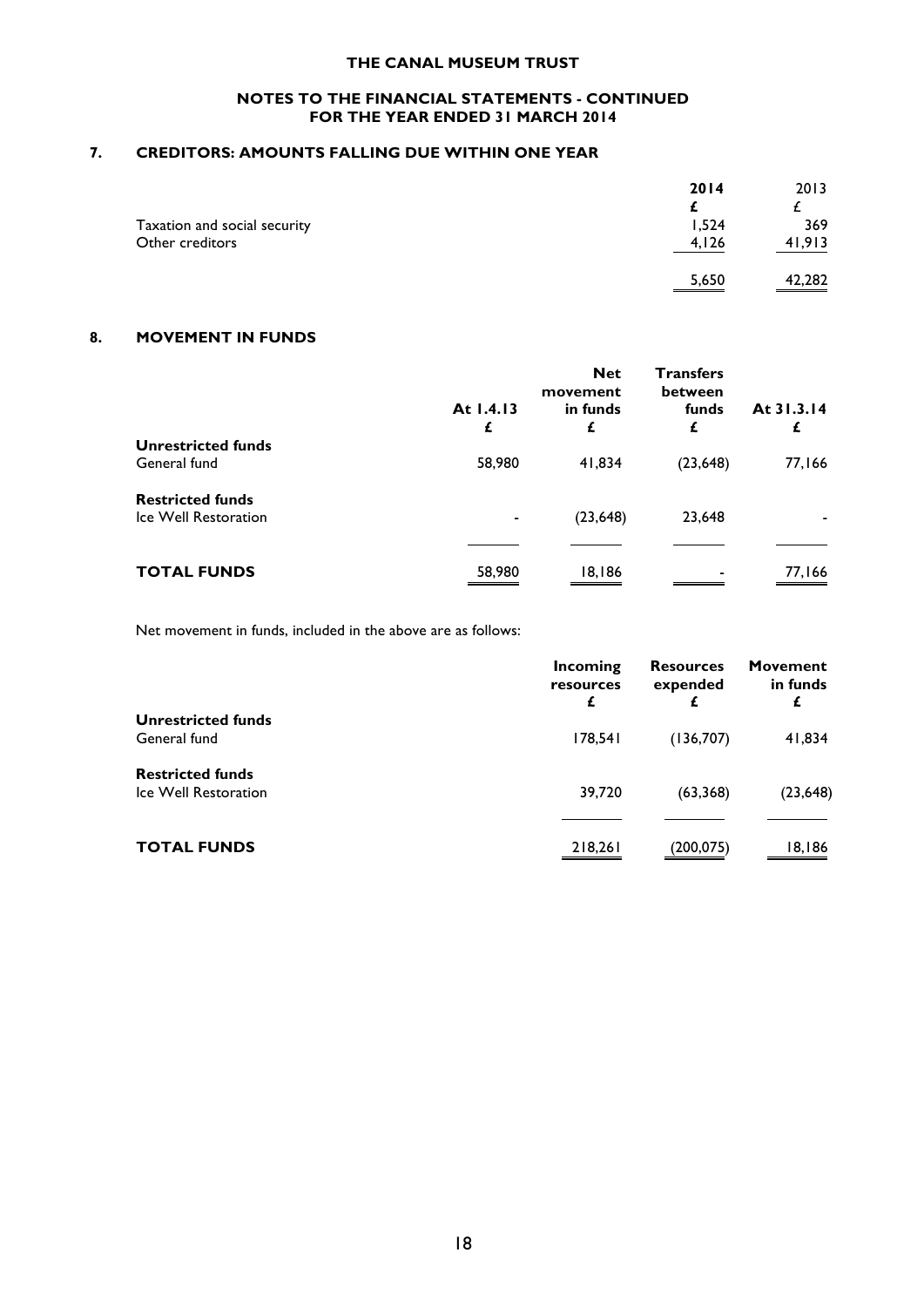**THE CANAL MUSEUM TRUST**

**NOTES TO THE FINANCIAL STATEMENTS - CONTINUED**
**FOR THE YEAR ENDED 31 MARCH 2014**

## 7. CREDITORS: AMOUNTS FALLING DUE WITHIN ONE YEAR

| | **2014** | 2013 |
|---|---|---|
| | **£** | £ |
| Taxation and social security | 1,524 | 369 |
| Other creditors | 4,126 | 41,913 |
| | 5,650 | 42,282 |

## 8. MOVEMENT IN FUNDS

| | **At 1.4.13** | **Net movement in funds** | **Transfers between funds** | **At 31.3.14** |
|---|---|---|---|---|
| | **£** | **£** | **£** | **£** |
| **Unrestricted funds** | | | | |
| General fund | 58,980 | 41,834 | (23,648) | 77,166 |
| **Restricted funds** | | | | |
| Ice Well Restoration | - | (23,648) | 23,648 | - |
| **TOTAL FUNDS** | 58,980 | 18,186 | - | 77,166 |

Net movement in funds, included in the above are as follows:

| | **Incoming resources** | **Resources expended** | **Movement in funds** |
|---|---|---|---|
| | **£** | **£** | **£** |
| **Unrestricted funds** | | | |
| General fund | 178,541 | (136,707) | 41,834 |
| **Restricted funds** | | | |
| Ice Well Restoration | 39,720 | (63,368) | (23,648) |
| **TOTAL FUNDS** | 218,261 | (200,075) | 18,186 |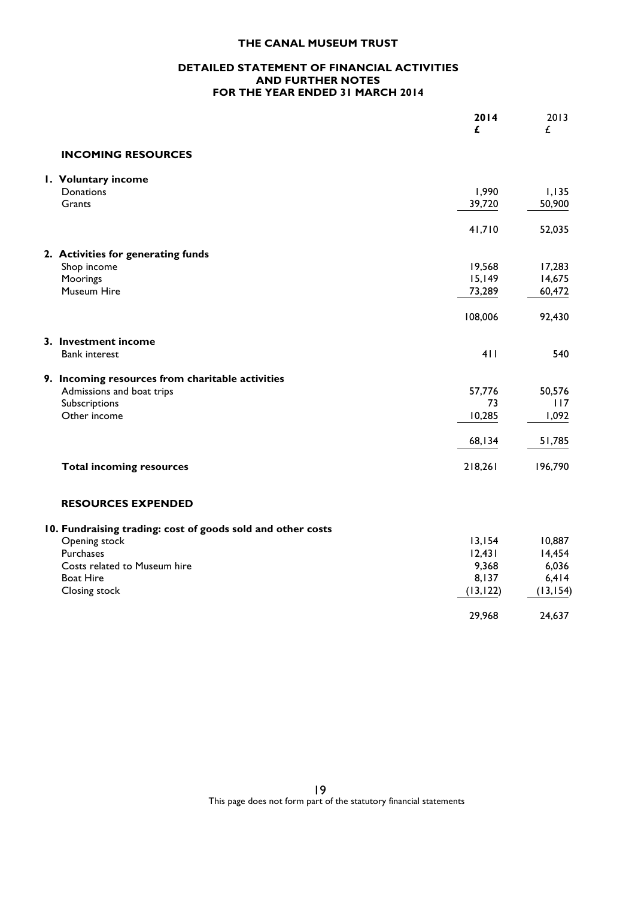# THE CANAL MUSEUM TRUST

## DETAILED STATEMENT OF FINANCIAL ACTIVITIES AND FURTHER NOTES FOR THE YEAR ENDED 31 MARCH 2014

| | **2014** | 2013 |
|---|---|---|
| | **£** | £ |
| **INCOMING RESOURCES** | | |
| **1. Voluntary income** | | |
| Donations | 1,990 | 1,135 |
| Grants | 39,720 | 50,900 |
| | 41,710 | 52,035 |
| **2. Activities for generating funds** | | |
| Shop income | 19,568 | 17,283 |
| Moorings | 15,149 | 14,675 |
| Museum Hire | 73,289 | 60,472 |
| | 108,006 | 92,430 |
| **3. Investment income** | | |
| Bank interest | 411 | 540 |
| **9. Incoming resources from charitable activities** | | |
| Admissions and boat trips | 57,776 | 50,576 |
| Subscriptions | 73 | 117 |
| Other income | 10,285 | 1,092 |
| | 68,134 | 51,785 |
| **Total incoming resources** | 218,261 | 196,790 |
| **RESOURCES EXPENDED** | | |
| **10. Fundraising trading: cost of goods sold and other costs** | | |
| Opening stock | 13,154 | 10,887 |
| Purchases | 12,431 | 14,454 |
| Costs related to Museum hire | 9,368 | 6,036 |
| Boat Hire | 8,137 | 6,414 |
| Closing stock | (13,122) | (13,154) |
| | 29,968 | 24,637 |

This page does not form part of the statutory financial statements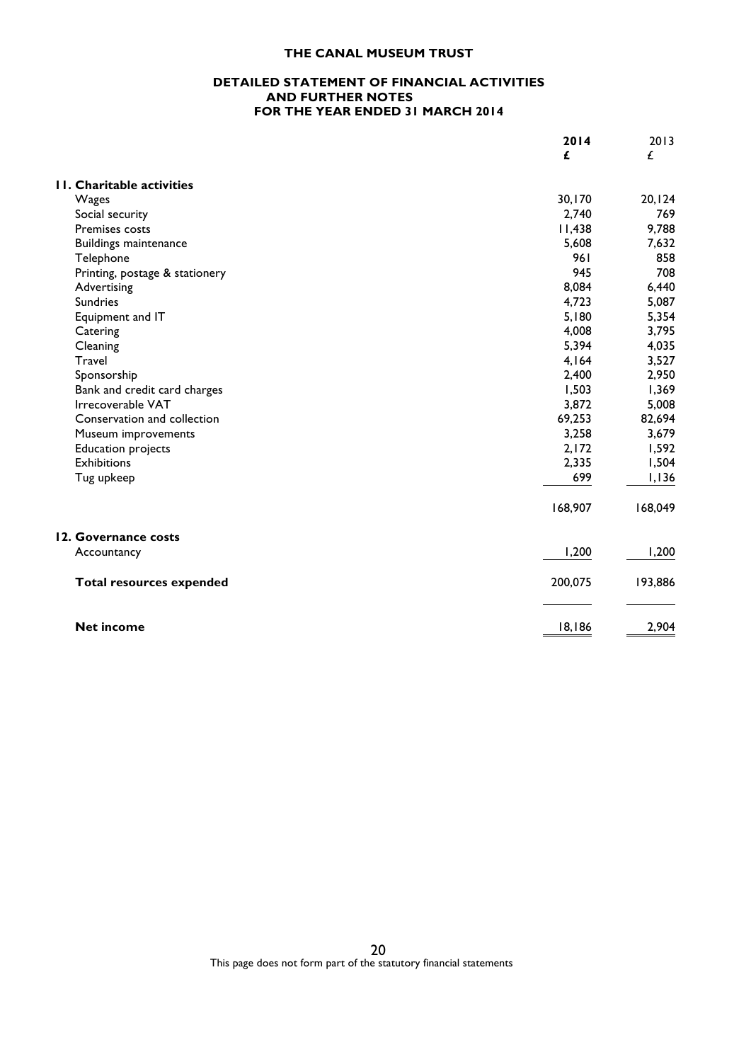**THE CANAL MUSEUM TRUST**

**DETAILED STATEMENT OF FINANCIAL ACTIVITIES AND FURTHER NOTES FOR THE YEAR ENDED 31 MARCH 2014**

| | **2014** | 2013 |
|---|---|---|
| | **£** | £ |
| **11. Charitable activities** | | |
| Wages | 30,170 | 20,124 |
| Social security | 2,740 | 769 |
| Premises costs | 11,438 | 9,788 |
| Buildings maintenance | 5,608 | 7,632 |
| Telephone | 961 | 858 |
| Printing, postage & stationery | 945 | 708 |
| Advertising | 8,084 | 6,440 |
| Sundries | 4,723 | 5,087 |
| Equipment and IT | 5,180 | 5,354 |
| Catering | 4,008 | 3,795 |
| Cleaning | 5,394 | 4,035 |
| Travel | 4,164 | 3,527 |
| Sponsorship | 2,400 | 2,950 |
| Bank and credit card charges | 1,503 | 1,369 |
| Irrecoverable VAT | 3,872 | 5,008 |
| Conservation and collection | 69,253 | 82,694 |
| Museum improvements | 3,258 | 3,679 |
| Education projects | 2,172 | 1,592 |
| Exhibitions | 2,335 | 1,504 |
| Tug upkeep | 699 | 1,136 |
| | 168,907 | 168,049 |
| **12. Governance costs** | | |
| Accountancy | 1,200 | 1,200 |
| **Total resources expended** | 200,075 | 193,886 |
| **Net income** | 18,186 | 2,904 |

This page does not form part of the statutory financial statements